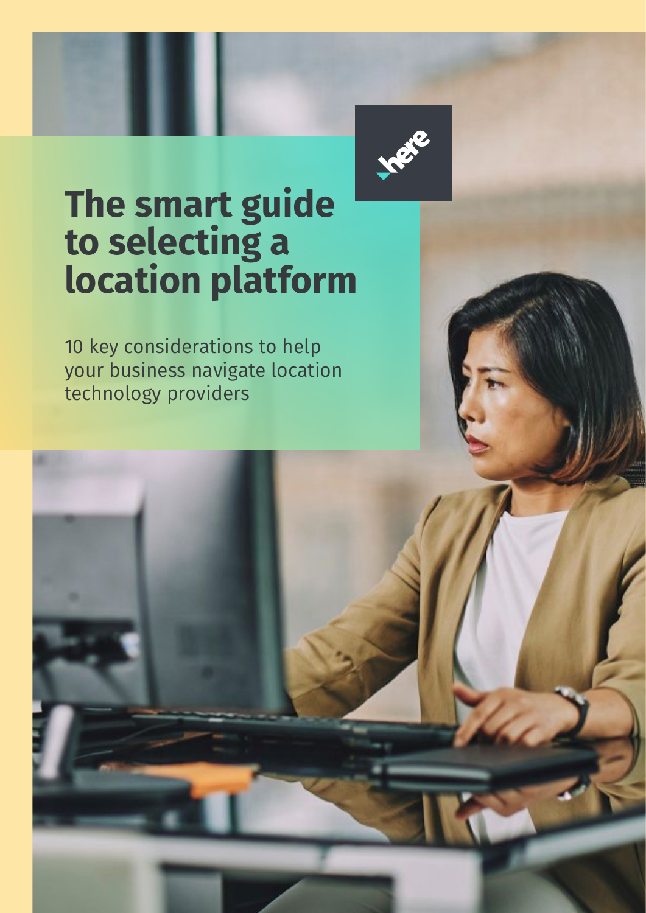# The smart guide to selecting a location platform

10 key considerations to help your business navigate location technology providers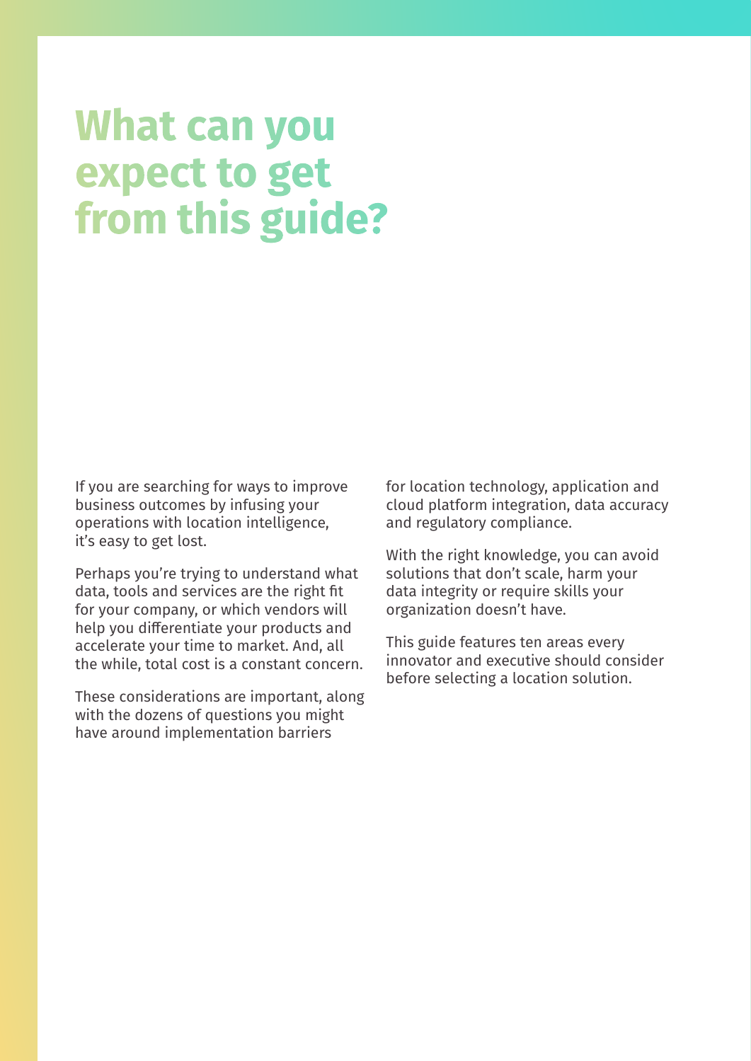# What can you expect to get from this guide?

If you are searching for ways to improve business outcomes by infusing your operations with location intelligence, it's easy to get lost.

Perhaps you're trying to understand what data, tools and services are the right fit for your company, or which vendors will help you differentiate your products and accelerate your time to market. And, all the while, total cost is a constant concern.

These considerations are important, along with the dozens of questions you might have around implementation barriers for location technology, application and cloud platform integration, data accuracy and regulatory compliance.

With the right knowledge, you can avoid solutions that don't scale, harm your data integrity or require skills your organization doesn't have.

This guide features ten areas every innovator and executive should consider before selecting a location solution.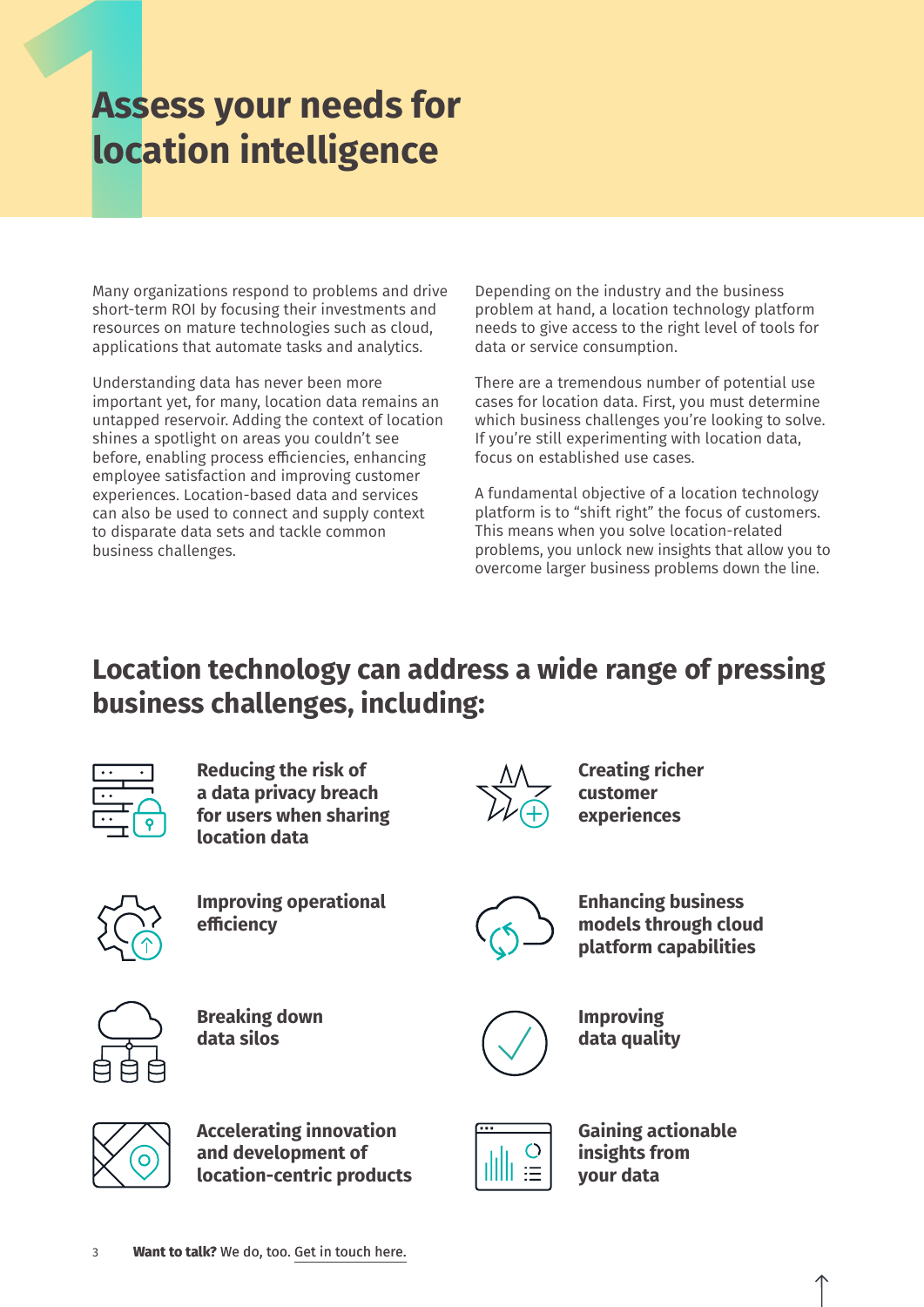# Assess your needs for location intelligence

Many organizations respond to problems and drive short-term ROI by focusing their investments and resources on mature technologies such as cloud, applications that automate tasks and analytics.

Understanding data has never been more important yet, for many, location data remains an untapped reservoir. Adding the context of location shines a spotlight on areas you couldn't see before, enabling process efficiencies, enhancing employee satisfaction and improving customer experiences. Location-based data and services can also be used to connect and supply context to disparate data sets and tackle common business challenges.

Depending on the industry and the business problem at hand, a location technology platform needs to give access to the right level of tools for data or service consumption.

There are a tremendous number of potential use cases for location data. First, you must determine which business challenges you're looking to solve. If you're still experimenting with location data, focus on established use cases.

A fundamental objective of a location technology platform is to "shift right" the focus of customers. This means when you solve location-related problems, you unlock new insights that allow you to overcome larger business problems down the line.

## Location technology can address a wide range of pressing business challenges, including:

- **Reducing the risk of a data privacy breach for users when sharing location data**
- **Creating richer customer experiences**
- **Improving operational efficiency**
- **Enhancing business models through cloud platform capabilities**
- **Breaking down data silos**
- **Improving data quality**
- **Accelerating innovation and development of location-centric products**
- **Gaining actionable insights from your data**

**Want to talk?** We do, too. Get in touch here.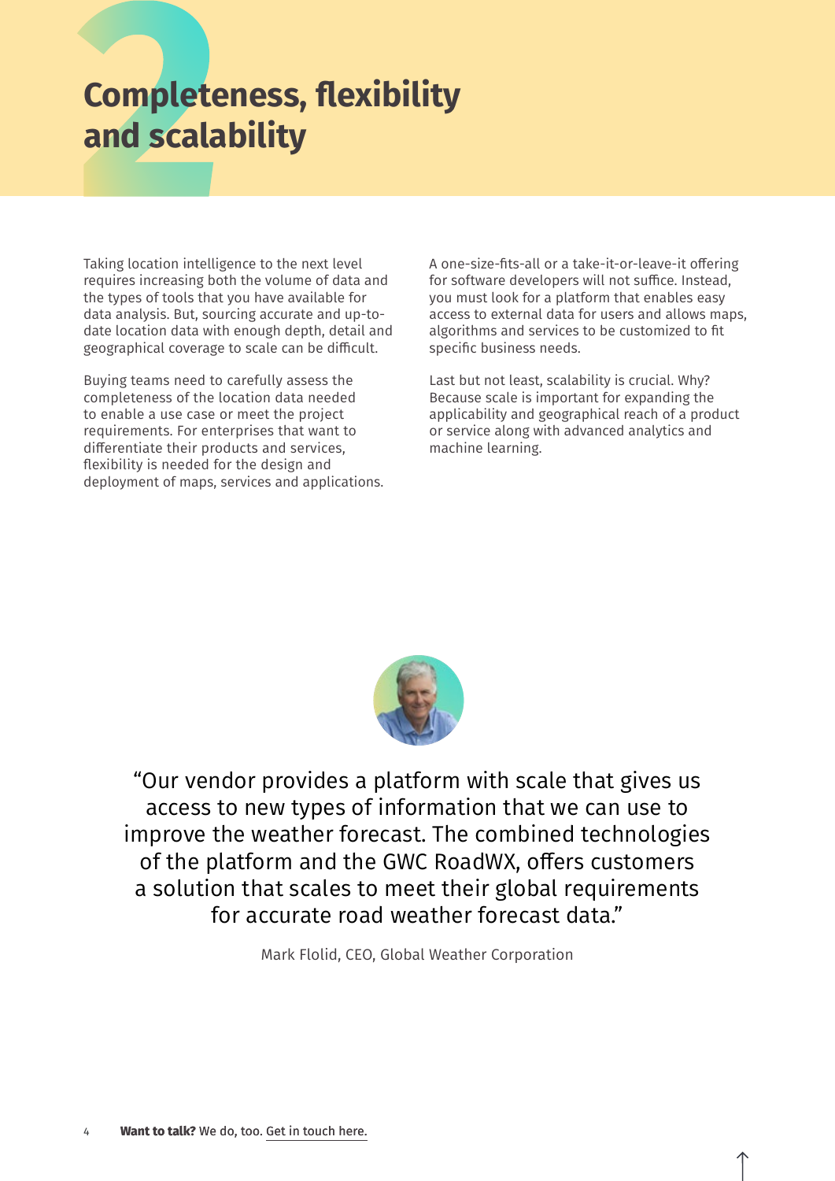# 2 Completeness, flexibility and scalability

Taking location intelligence to the next level requires increasing both the volume of data and the types of tools that you have available for data analysis. But, sourcing accurate and up-to-date location data with enough depth, detail and geographical coverage to scale can be difficult.

Buying teams need to carefully assess the completeness of the location data needed to enable a use case or meet the project requirements. For enterprises that want to differentiate their products and services, flexibility is needed for the design and deployment of maps, services and applications.

A one-size-fits-all or a take-it-or-leave-it offering for software developers will not suffice. Instead, you must look for a platform that enables easy access to external data for users and allows maps, algorithms and services to be customized to fit specific business needs.

Last but not least, scalability is crucial. Why? Because scale is important for expanding the applicability and geographical reach of a product or service along with advanced analytics and machine learning.

> "Our vendor provides a platform with scale that gives us access to new types of information that we can use to improve the weather forecast. The combined technologies of the platform and the GWC RoadWX, offers customers a solution that scales to meet their global requirements for accurate road weather forecast data."
>
> Mark Flolid, CEO, Global Weather Corporation

**Want to talk?** We do, too. Get in touch here.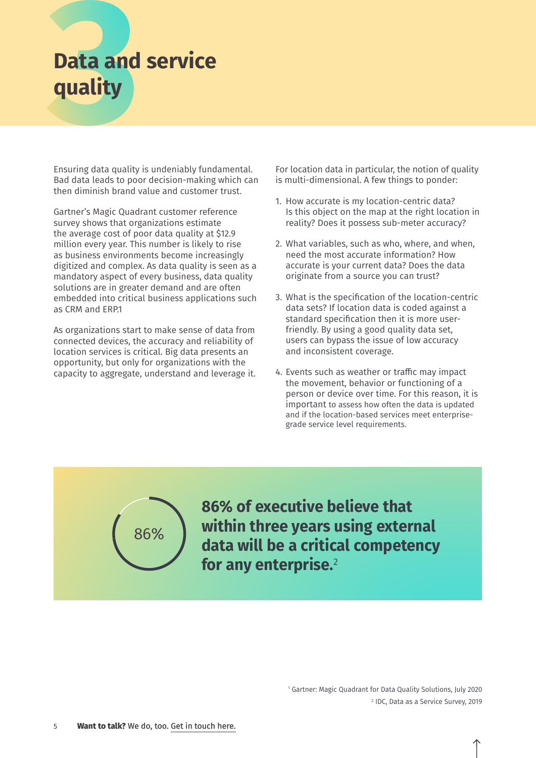# Data and service quality

Ensuring data quality is undeniably fundamental. Bad data leads to poor decision-making which can then diminish brand value and customer trust.

Gartner's Magic Quadrant customer reference survey shows that organizations estimate the average cost of poor data quality at $12.9 million every year. This number is likely to rise as business environments become increasingly digitized and complex. As data quality is seen as a mandatory aspect of every business, data quality solutions are in greater demand and are often embedded into critical business applications such as CRM and ERP.[1]

As organizations start to make sense of data from connected devices, the accuracy and reliability of location services is critical. Big data presents an opportunity, but only for organizations with the capacity to aggregate, understand and leverage it.

For location data in particular, the notion of quality is multi-dimensional. A few things to ponder:

1. How accurate is my location-centric data? Is this object on the map at the right location in reality? Does it possess sub-meter accuracy?
2. What variables, such as who, where, and when, need the most accurate information? How accurate is your current data? Does the data originate from a source you can trust?
3. What is the specification of the location-centric data sets? If location data is coded against a standard specification then it is more user-friendly. By using a good quality data set, users can bypass the issue of low accuracy and inconsistent coverage.
4. Events such as weather or traffic may impact the movement, behavior or functioning of a person or device over time. For this reason, it is important to assess how often the data is updated and if the location-based services meet enterprise-grade service level requirements.

86%

**86% of executive believe that within three years using external data will be a critical competency for any enterprise.**[2]

[1] Gartner: Magic Quadrant for Data Quality Solutions, July 2020

[2] IDC, Data as a Service Survey, 2019

**Want to talk?** We do, too. Get in touch here.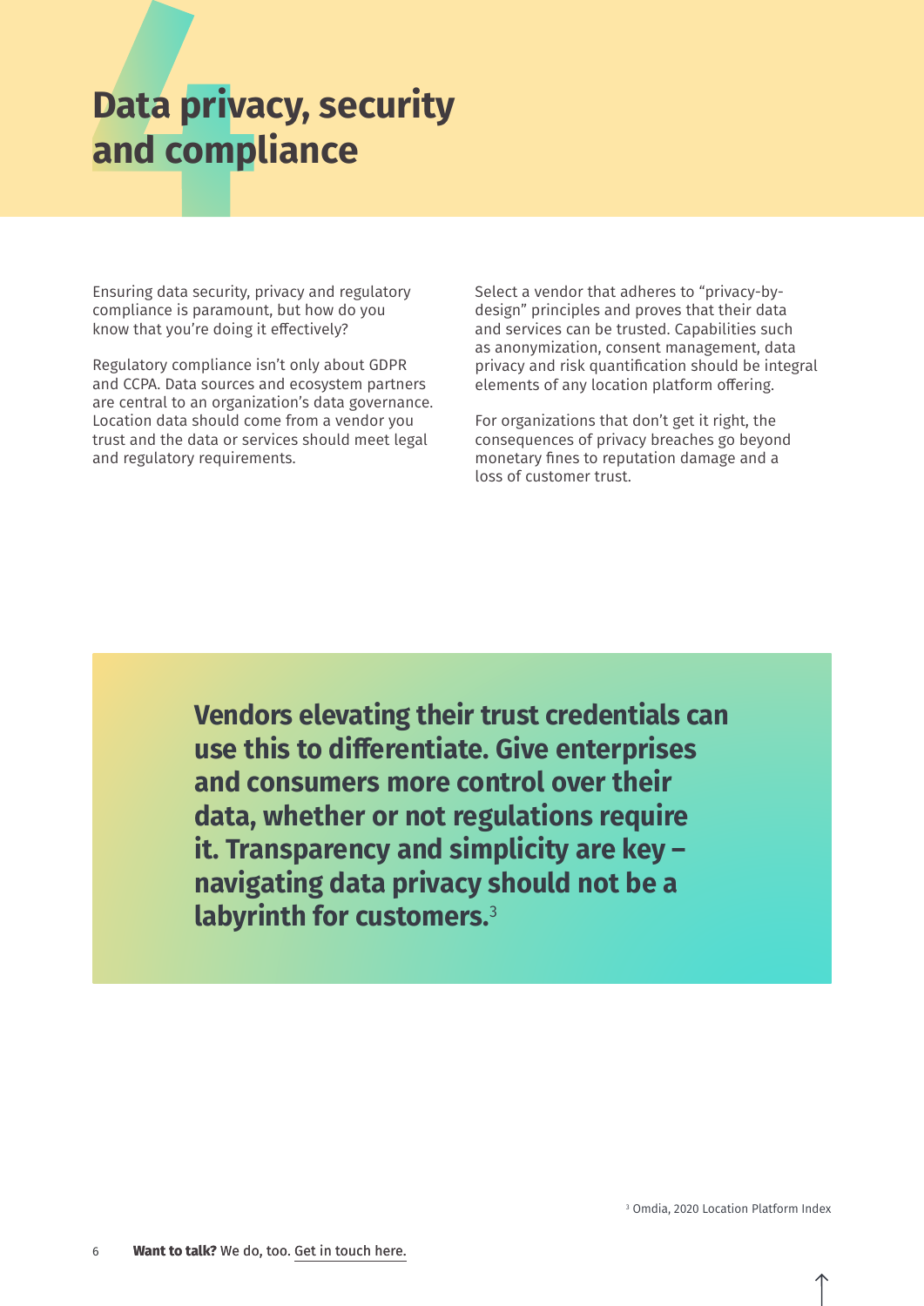# Data privacy, security and compliance

Ensuring data security, privacy and regulatory compliance is paramount, but how do you know that you're doing it effectively?

Regulatory compliance isn't only about GDPR and CCPA. Data sources and ecosystem partners are central to an organization's data governance. Location data should come from a vendor you trust and the data or services should meet legal and regulatory requirements.

Select a vendor that adheres to "privacy-by-design" principles and proves that their data and services can be trusted. Capabilities such as anonymization, consent management, data privacy and risk quantification should be integral elements of any location platform offering.

For organizations that don't get it right, the consequences of privacy breaches go beyond monetary fines to reputation damage and a loss of customer trust.

**Vendors elevating their trust credentials can use this to differentiate. Give enterprises and consumers more control over their data, whether or not regulations require it. Transparency and simplicity are key – navigating data privacy should not be a labyrinth for customers.**[3]

[3] Omdia, 2020 Location Platform Index

**Want to talk?** We do, too. Get in touch here.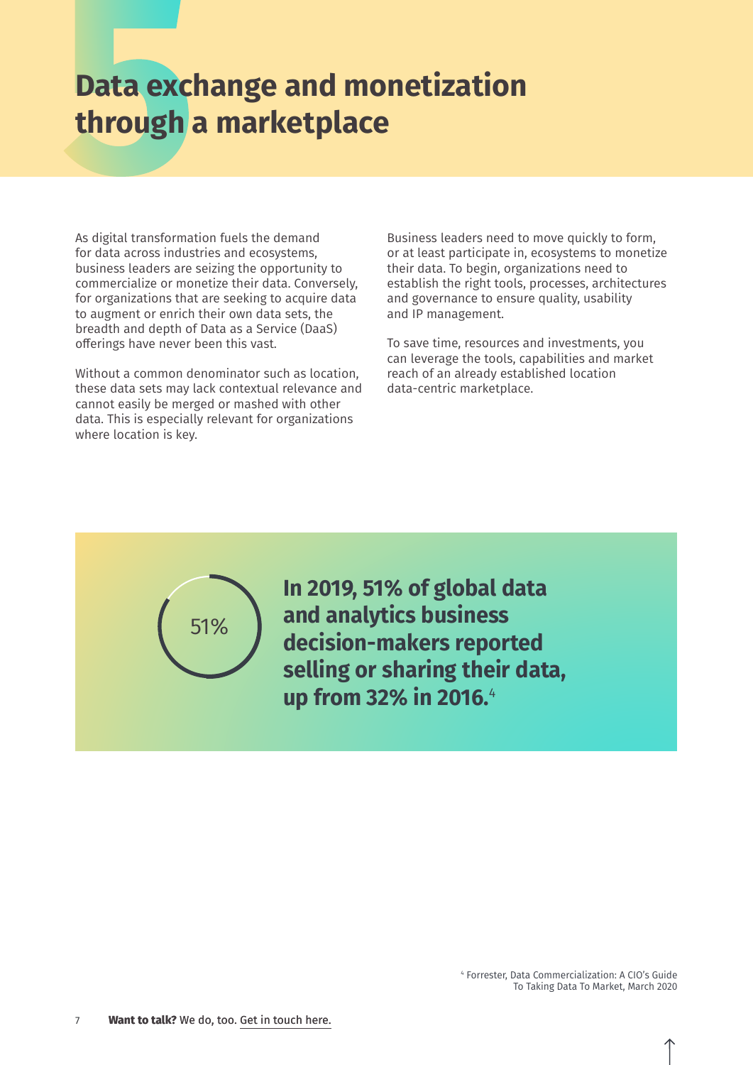# 5 Data exchange and monetization through a marketplace

As digital transformation fuels the demand for data across industries and ecosystems, business leaders are seizing the opportunity to commercialize or monetize their data. Conversely, for organizations that are seeking to acquire data to augment or enrich their own data sets, the breadth and depth of Data as a Service (DaaS) offerings have never been this vast.

Without a common denominator such as location, these data sets may lack contextual relevance and cannot easily be merged or mashed with other data. This is especially relevant for organizations where location is key.

Business leaders need to move quickly to form, or at least participate in, ecosystems to monetize their data. To begin, organizations need to establish the right tools, processes, architectures and governance to ensure quality, usability and IP management.

To save time, resources and investments, you can leverage the tools, capabilities and market reach of an already established location data-centric marketplace.

51%

**In 2019, 51% of global data and analytics business decision-makers reported selling or sharing their data, up from 32% in 2016.[4]**

[4] Forrester, Data Commercialization: A CIO's Guide To Taking Data To Market, March 2020

**Want to talk?** We do, too. Get in touch here.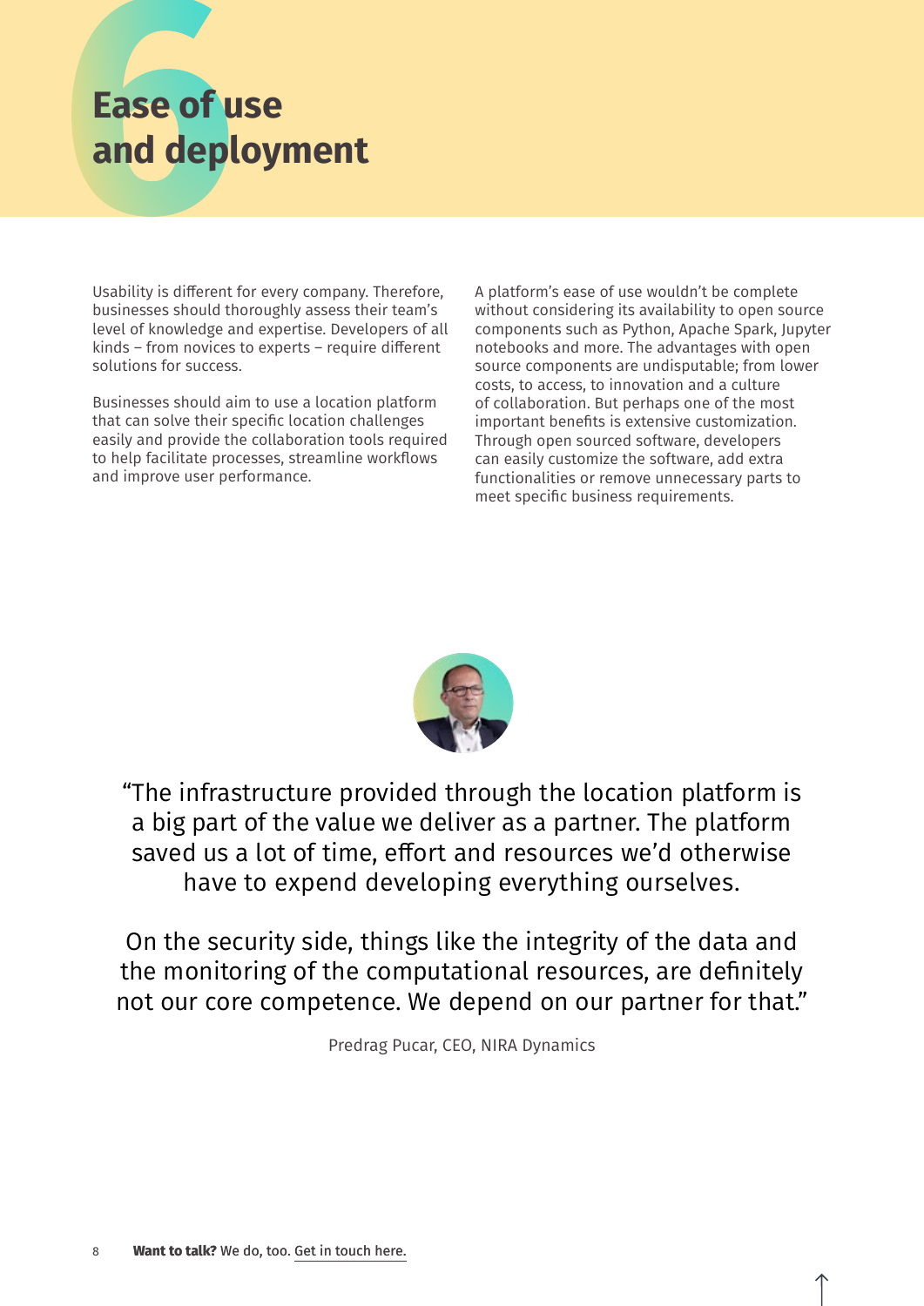# 6 Ease of use and deployment

Usability is different for every company. Therefore, businesses should thoroughly assess their team's level of knowledge and expertise. Developers of all kinds – from novices to experts – require different solutions for success.

Businesses should aim to use a location platform that can solve their specific location challenges easily and provide the collaboration tools required to help facilitate processes, streamline workflows and improve user performance.

A platform's ease of use wouldn't be complete without considering its availability to open source components such as Python, Apache Spark, Jupyter notebooks and more. The advantages with open source components are undisputable; from lower costs, to access, to innovation and a culture of collaboration. But perhaps one of the most important benefits is extensive customization. Through open sourced software, developers can easily customize the software, add extra functionalities or remove unnecessary parts to meet specific business requirements.

"The infrastructure provided through the location platform is a big part of the value we deliver as a partner. The platform saved us a lot of time, effort and resources we'd otherwise have to expend developing everything ourselves.

On the security side, things like the integrity of the data and the monitoring of the computational resources, are definitely not our core competence. We depend on our partner for that."

Predrag Pucar, CEO, NIRA Dynamics

**Want to talk?** We do, too. Get in touch here.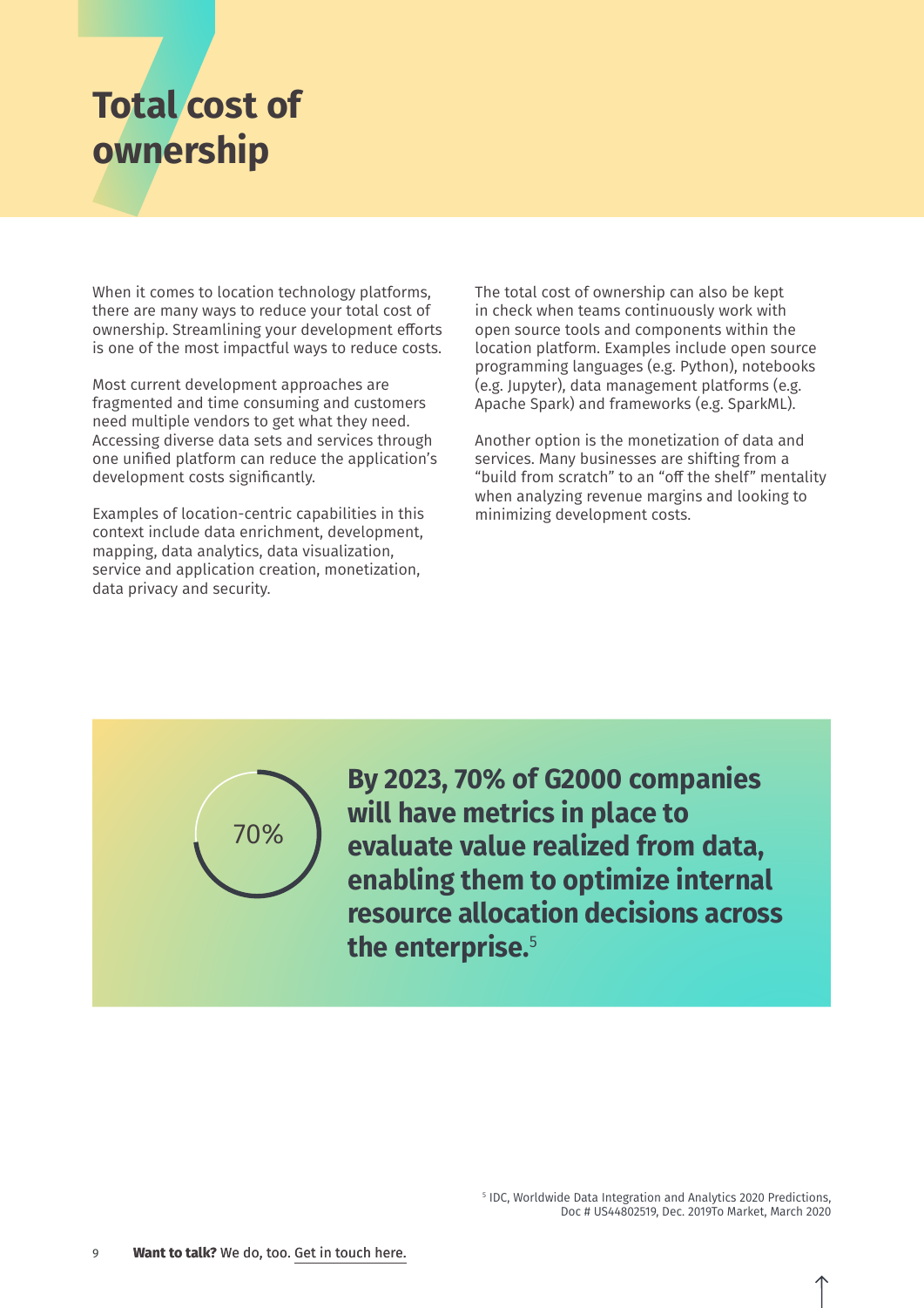# 7 Total cost of ownership

When it comes to location technology platforms, there are many ways to reduce your total cost of ownership. Streamlining your development efforts is one of the most impactful ways to reduce costs.

Most current development approaches are fragmented and time consuming and customers need multiple vendors to get what they need. Accessing diverse data sets and services through one unified platform can reduce the application's development costs significantly.

Examples of location-centric capabilities in this context include data enrichment, development, mapping, data analytics, data visualization, service and application creation, monetization, data privacy and security.

The total cost of ownership can also be kept in check when teams continuously work with open source tools and components within the location platform. Examples include open source programming languages (e.g. Python), notebooks (e.g. Jupyter), data management platforms (e.g. Apache Spark) and frameworks (e.g. SparkML).

Another option is the monetization of data and services. Many businesses are shifting from a "build from scratch" to an "off the shelf" mentality when analyzing revenue margins and looking to minimizing development costs.

70%

**By 2023, 70% of G2000 companies will have metrics in place to evaluate value realized from data, enabling them to optimize internal resource allocation decisions across the enterprise.**[5]

[5] IDC, Worldwide Data Integration and Analytics 2020 Predictions, Doc # US44802519, Dec. 2019To Market, March 2020

**Want to talk?** We do, too. Get in touch here.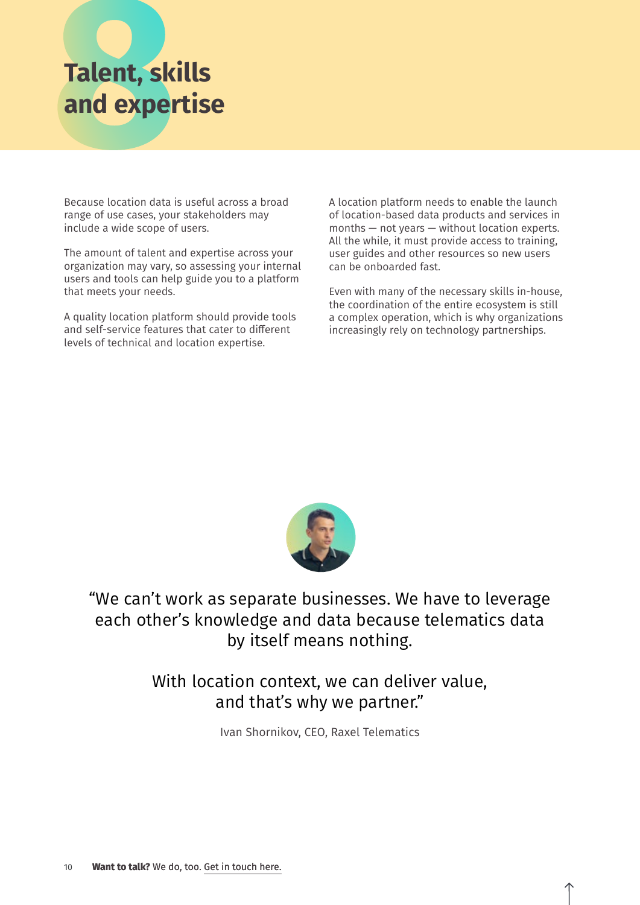# 8 Talent, skills and expertise

Because location data is useful across a broad range of use cases, your stakeholders may include a wide scope of users.

The amount of talent and expertise across your organization may vary, so assessing your internal users and tools can help guide you to a platform that meets your needs.

A quality location platform should provide tools and self-service features that cater to different levels of technical and location expertise.

A location platform needs to enable the launch of location-based data products and services in months — not years — without location experts. All the while, it must provide access to training, user guides and other resources so new users can be onboarded fast.

Even with many of the necessary skills in-house, the coordination of the entire ecosystem is still a complex operation, which is why organizations increasingly rely on technology partnerships.

“We can’t work as separate businesses. We have to leverage each other’s knowledge and data because telematics data by itself means nothing.

With location context, we can deliver value, and that’s why we partner.”

Ivan Shornikov, CEO, Raxel Telematics

**Want to talk?** We do, too. Get in touch here.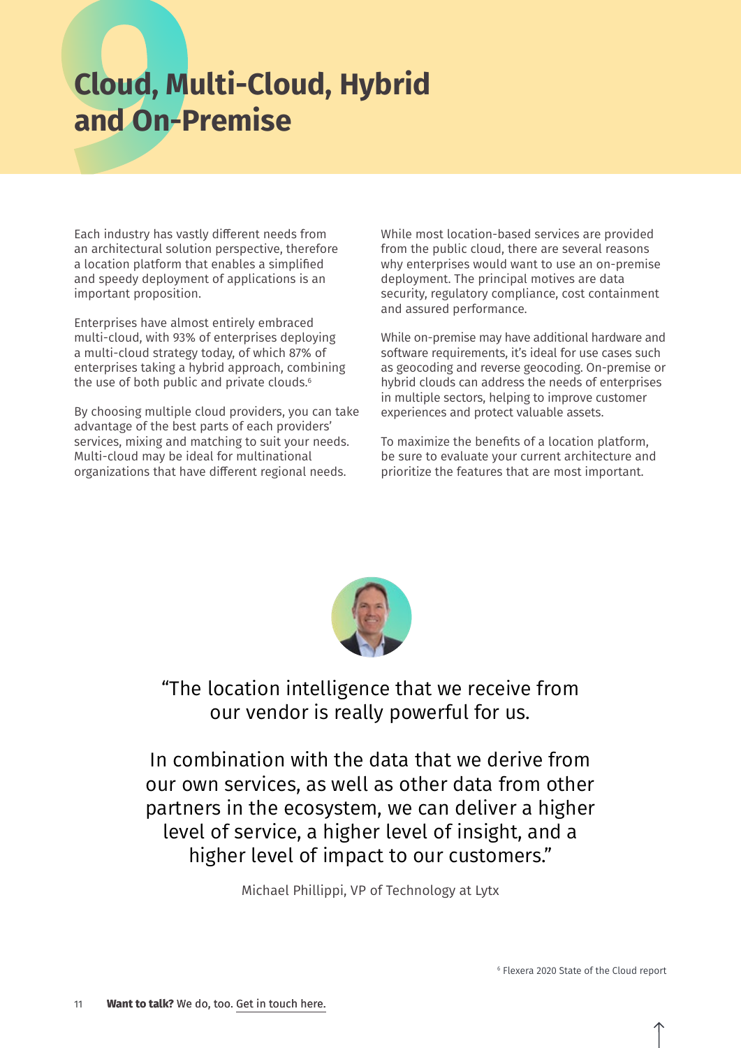# 9 Cloud, Multi-Cloud, Hybrid and On-Premise

Each industry has vastly different needs from an architectural solution perspective, therefore a location platform that enables a simplified and speedy deployment of applications is an important proposition.

Enterprises have almost entirely embraced multi-cloud, with 93% of enterprises deploying a multi-cloud strategy today, of which 87% of enterprises taking a hybrid approach, combining the use of both public and private clouds.[6]

By choosing multiple cloud providers, you can take advantage of the best parts of each providers' services, mixing and matching to suit your needs. Multi-cloud may be ideal for multinational organizations that have different regional needs.

While most location-based services are provided from the public cloud, there are several reasons why enterprises would want to use an on-premise deployment. The principal motives are data security, regulatory compliance, cost containment and assured performance.

While on-premise may have additional hardware and software requirements, it's ideal for use cases such as geocoding and reverse geocoding. On-premise or hybrid clouds can address the needs of enterprises in multiple sectors, helping to improve customer experiences and protect valuable assets.

To maximize the benefits of a location platform, be sure to evaluate your current architecture and prioritize the features that are most important.

> "The location intelligence that we receive from our vendor is really powerful for us.
>
> In combination with the data that we derive from our own services, as well as other data from other partners in the ecosystem, we can deliver a higher level of service, a higher level of insight, and a higher level of impact to our customers."
>
> Michael Phillippi, VP of Technology at Lytx

[6] Flexera 2020 State of the Cloud report

**Want to talk?** We do, too. Get in touch here.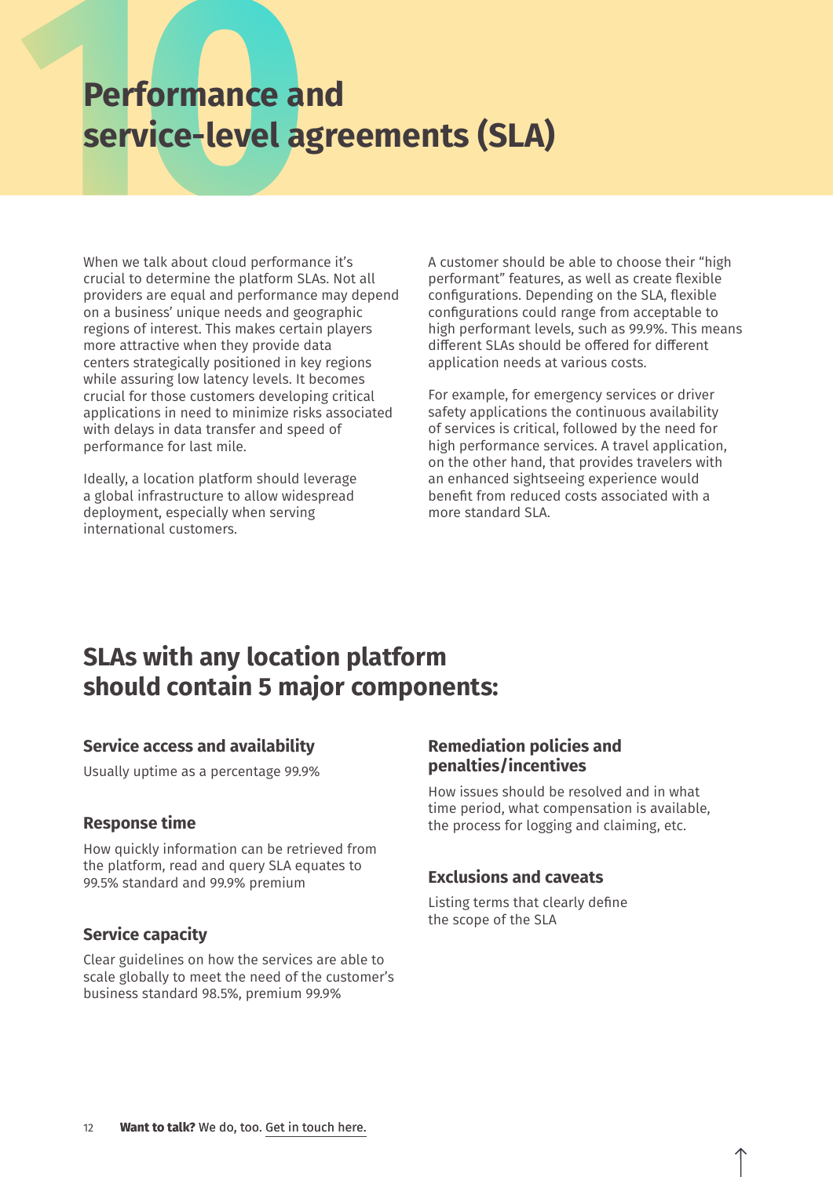# 10 Performance and service-level agreements (SLA)

When we talk about cloud performance it's crucial to determine the platform SLAs. Not all providers are equal and performance may depend on a business' unique needs and geographic regions of interest. This makes certain players more attractive when they provide data centers strategically positioned in key regions while assuring low latency levels. It becomes crucial for those customers developing critical applications in need to minimize risks associated with delays in data transfer and speed of performance for last mile.

Ideally, a location platform should leverage a global infrastructure to allow widespread deployment, especially when serving international customers.

A customer should be able to choose their "high performant" features, as well as create flexible configurations. Depending on the SLA, flexible configurations could range from acceptable to high performant levels, such as 99.9%. This means different SLAs should be offered for different application needs at various costs.

For example, for emergency services or driver safety applications the continuous availability of services is critical, followed by the need for high performance services. A travel application, on the other hand, that provides travelers with an enhanced sightseeing experience would benefit from reduced costs associated with a more standard SLA.

## SLAs with any location platform should contain 5 major components:

### Service access and availability

Usually uptime as a percentage 99.9%

### Response time

How quickly information can be retrieved from the platform, read and query SLA equates to 99.5% standard and 99.9% premium

### Service capacity

Clear guidelines on how the services are able to scale globally to meet the need of the customer's business standard 98.5%, premium 99.9%

### Remediation policies and penalties/incentives

How issues should be resolved and in what time period, what compensation is available, the process for logging and claiming, etc.

### Exclusions and caveats

Listing terms that clearly define the scope of the SLA

**Want to talk?** We do, too. Get in touch here.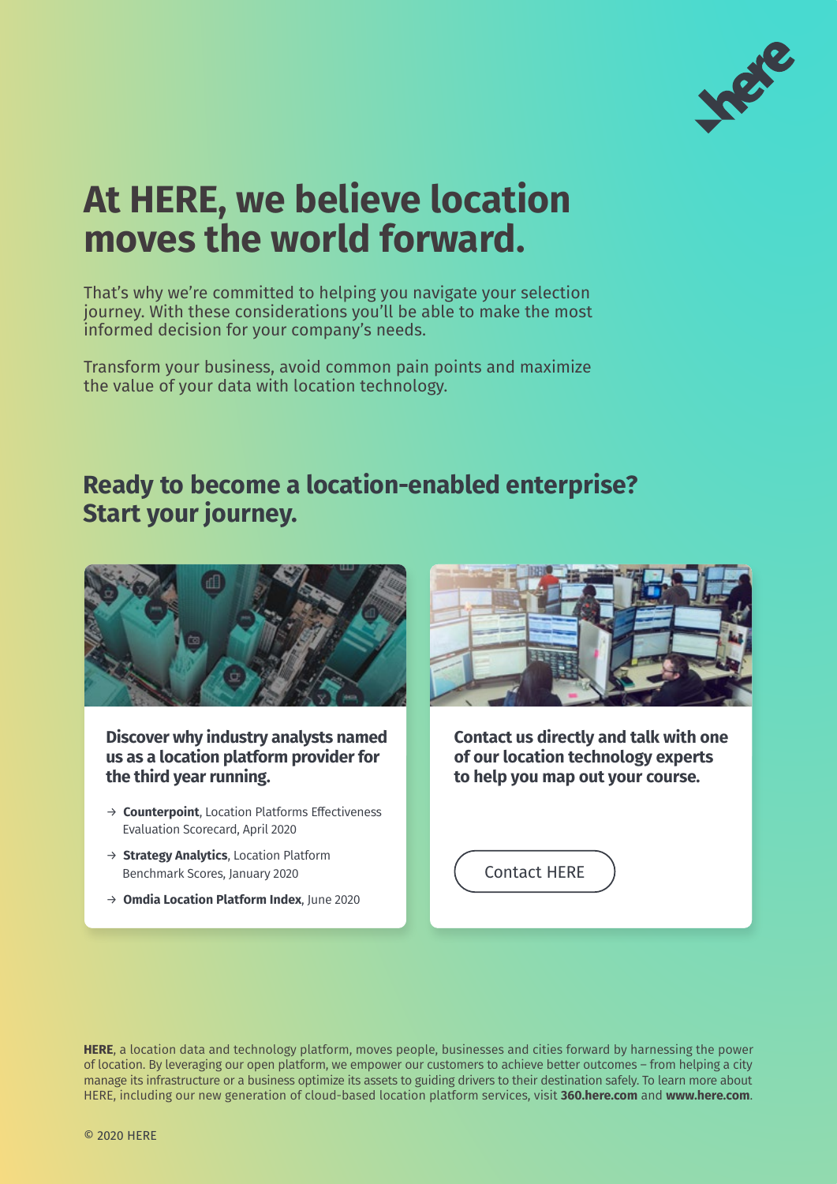# At HERE, we believe location moves the world forward.

That's why we're committed to helping you navigate your selection journey. With these considerations you'll be able to make the most informed decision for your company's needs.

Transform your business, avoid common pain points and maximize the value of your data with location technology.

## Ready to become a location-enabled enterprise? Start your journey.

### Discover why industry analysts named us as a location platform provider for the third year running.

- **Counterpoint**, Location Platforms Effectiveness Evaluation Scorecard, April 2020
- **Strategy Analytics**, Location Platform Benchmark Scores, January 2020
- **Omdia Location Platform Index**, June 2020

### Contact us directly and talk with one of our location technology experts to help you map out your course.

Contact HERE

**HERE**, a location data and technology platform, moves people, businesses and cities forward by harnessing the power of location. By leveraging our open platform, we empower our customers to achieve better outcomes – from helping a city manage its infrastructure or a business optimize its assets to guiding drivers to their destination safely. To learn more about HERE, including our new generation of cloud-based location platform services, visit **360.here.com** and **www.here.com**.

© 2020 HERE